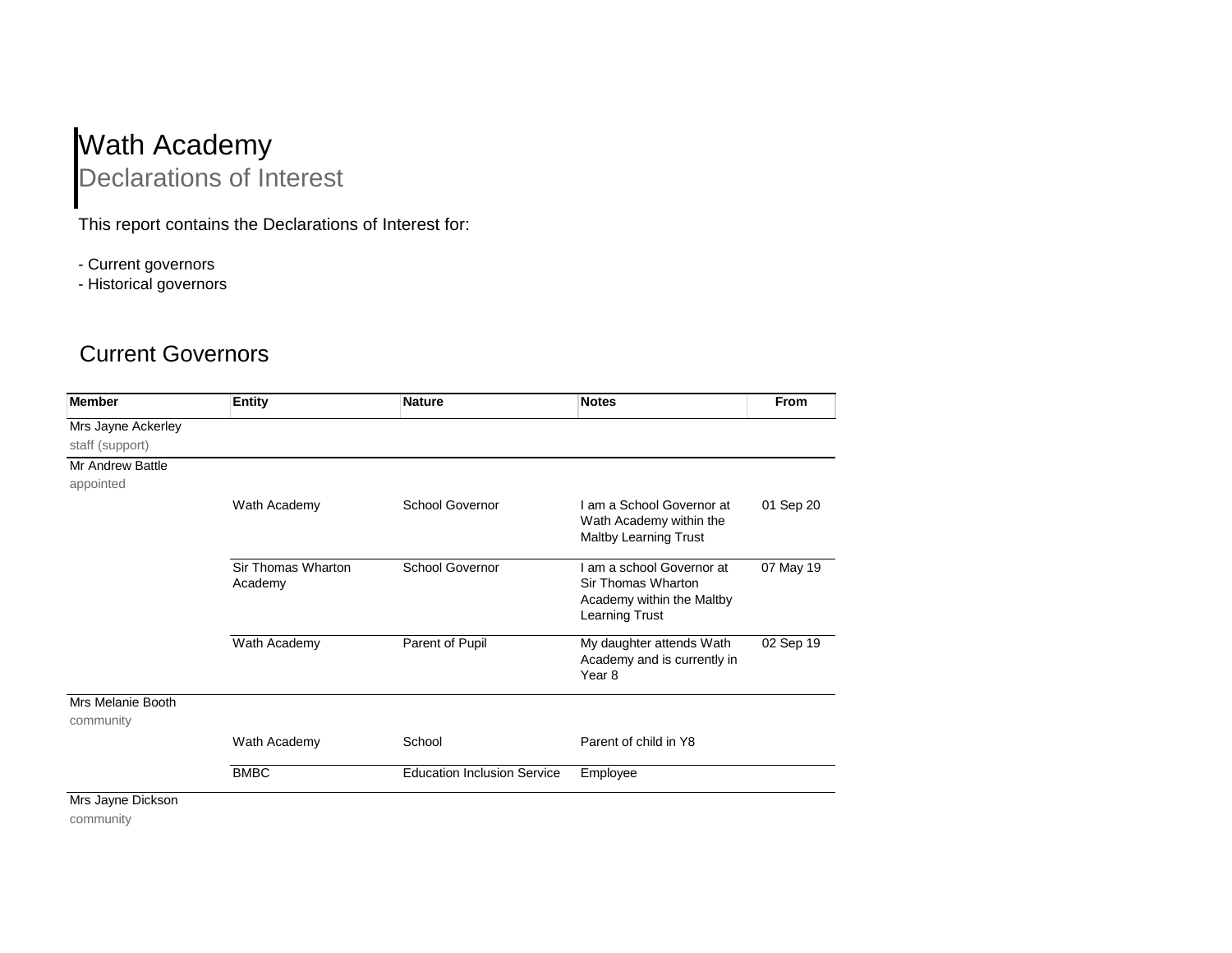# Wath Academy

## Declarations of Interest

This report contains the Declarations of Interest for:

- Current governors
- Historical governors

## Current Governors

| Member | Entity | Nature | Notes | From |
|---|---|---|---|---|
| Mrs Jayne Ackerley<br>staff (support) | | | | |
| Mr Andrew Battle<br>appointed | | | | |
| | Wath Academy | School Governor | I am a School Governor at Wath Academy within the Maltby Learning Trust | 01 Sep 20 |
| | Sir Thomas Wharton Academy | School Governor | I am a school Governor at Sir Thomas Wharton Academy within the Maltby Learning Trust | 07 May 19 |
| | Wath Academy | Parent of Pupil | My daughter attends Wath Academy and is currently in Year 8 | 02 Sep 19 |
| Mrs Melanie Booth<br>community | | | | |
| | Wath Academy | School | Parent of child in Y8 | |
| | BMBC | Education Inclusion Service | Employee | |
| Mrs Jayne Dickson<br>community | | | | |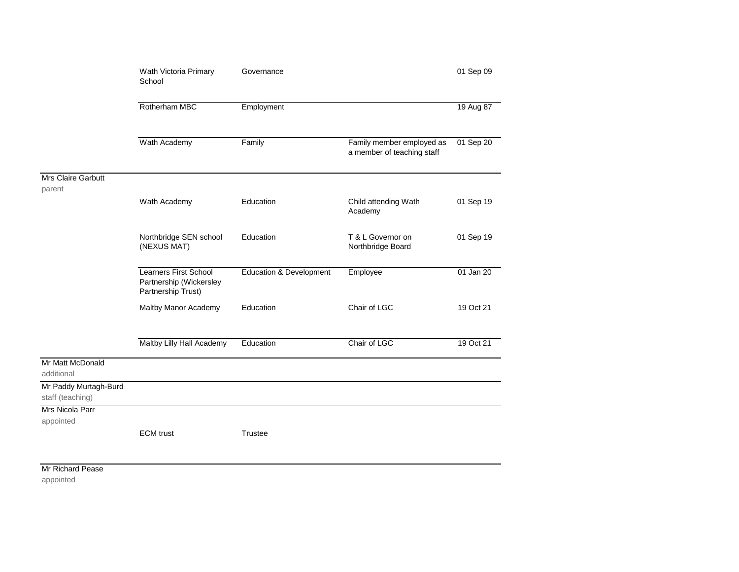| | | | | |
|---|---|---|---|---|
| | Wath Victoria Primary School | Governance | | 01 Sep 09 |
| | Rotherham MBC | Employment | | 19 Aug 87 |
| | Wath Academy | Family | Family member employed as a member of teaching staff | 01 Sep 20 |
| Mrs Claire Garbutt<br>parent | | | | |
| | Wath Academy | Education | Child attending Wath Academy | 01 Sep 19 |
| | Northbridge SEN school (NEXUS MAT) | Education | T & L Governor on Northbridge Board | 01 Sep 19 |
| | Learners First School Partnership (Wickersley Partnership Trust) | Education & Development | Employee | 01 Jan 20 |
| | Maltby Manor Academy | Education | Chair of LGC | 19 Oct 21 |
| | Maltby Lilly Hall Academy | Education | Chair of LGC | 19 Oct 21 |
| Mr Matt McDonald<br>additional | | | | |
| Mr Paddy Murtagh-Burd<br>staff (teaching) | | | | |
| Mrs Nicola Parr<br>appointed | | | | |
| | ECM trust | Trustee | | |
| Mr Richard Pease<br>appointed | | | | |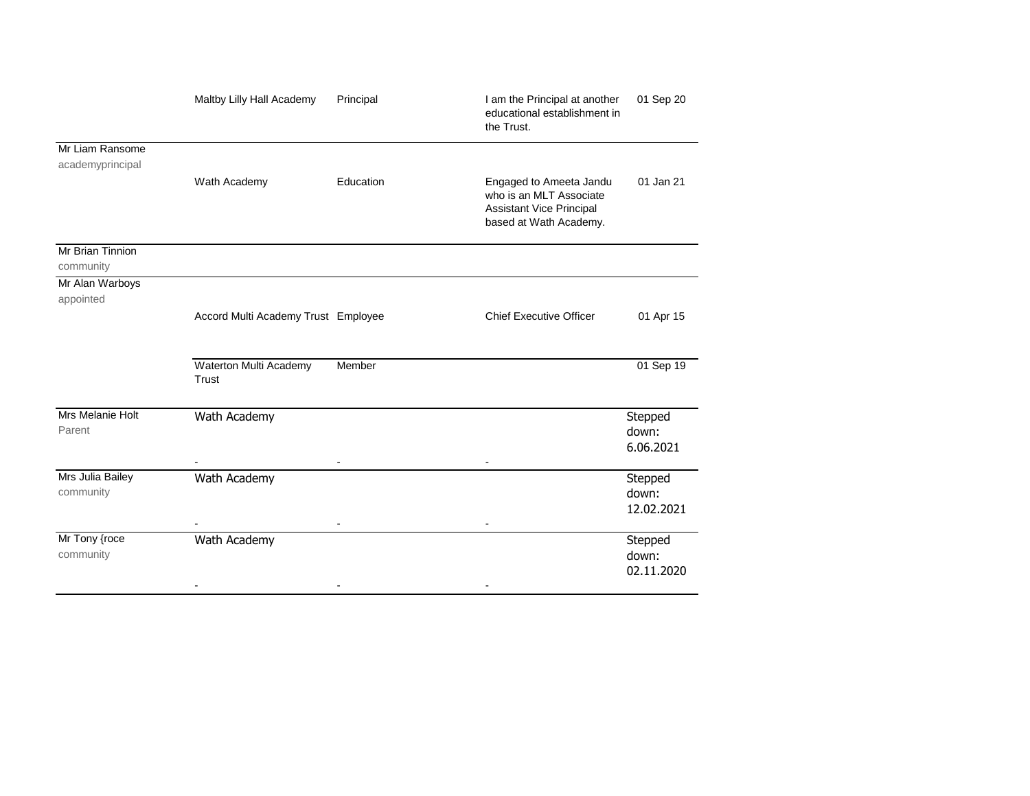| | | | | |
|---|---|---|---|---|
| | Maltby Lilly Hall Academy | Principal | I am the Principal at another educational establishment in the Trust. | 01 Sep 20 |
| Mr Liam Ransome<br>academyprincipal | | | | |
| | Wath Academy | Education | Engaged to Ameeta Jandu who is an MLT Associate Assistant Vice Principal based at Wath Academy. | 01 Jan 21 |
| Mr Brian Tinnion<br>community | | | | |
| Mr Alan Warboys<br>appointed | | | | |
| | Accord Multi Academy Trust | Employee | Chief Executive Officer | 01 Apr 15 |
| | Waterton Multi Academy Trust | Member | | 01 Sep 19 |
| Mrs Melanie Holt<br>Parent | Wath Academy<br>- | - | - | Stepped down: 6.06.2021 |
| Mrs Julia Bailey<br>community | Wath Academy<br>- | - | - | Stepped down: 12.02.2021 |
| Mr Tony {roce<br>community | Wath Academy<br>- | - | - | Stepped down: 02.11.2020 |